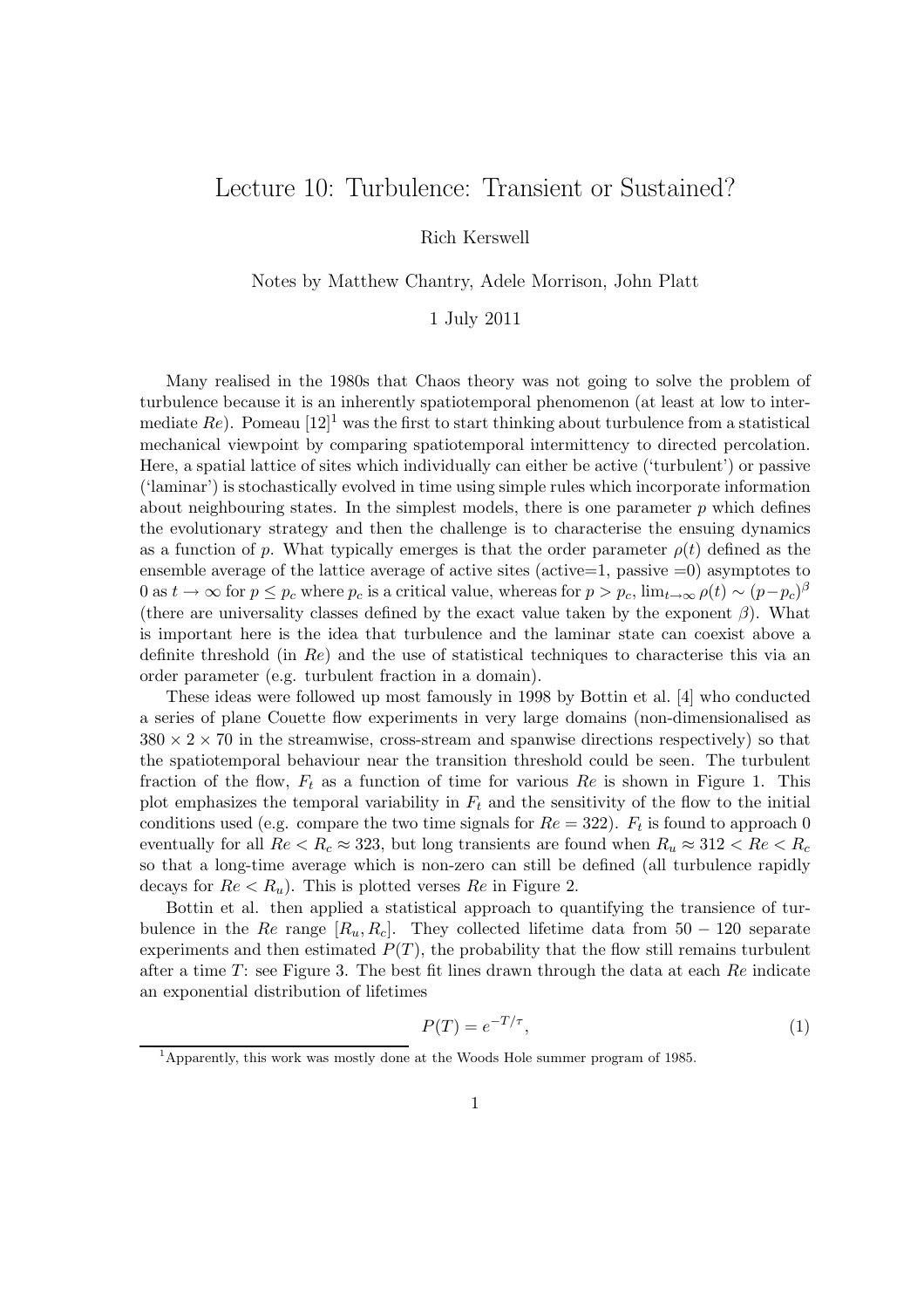# Lecture 10: Turbulence: Transient or Sustained?

Rich Kerswell

Notes by Matthew Chantry, Adele Morrison, John Platt

1 July 2011

Many realised in the 1980s that Chaos theory was not going to solve the problem of turbulence because it is an inherently spatiotemporal phenomenon (at least at low to intermediate $Re$). Pomeau [12][1] was the first to start thinking about turbulence from a statistical mechanical viewpoint by comparing spatiotemporal intermittency to directed percolation. Here, a spatial lattice of sites which individually can either be active ('turbulent') or passive ('laminar') is stochastically evolved in time using simple rules which incorporate information about neighbouring states. In the simplest models, there is one parameter $p$ which defines the evolutionary strategy and then the challenge is to characterise the ensuing dynamics as a function of $p$. What typically emerges is that the order parameter $\rho(t)$ defined as the ensemble average of the lattice average of active sites (active=1, passive =0) asymptotes to 0 as $t \to \infty$ for $p \leq p_c$ where $p_c$ is a critical value, whereas for $p > p_c$, $\lim_{t\to\infty} \rho(t) \sim (p-p_c)^\beta$ (there are universality classes defined by the exact value taken by the exponent $\beta$). What is important here is the idea that turbulence and the laminar state can coexist above a definite threshold (in $Re$) and the use of statistical techniques to characterise this via an order parameter (e.g. turbulent fraction in a domain).

These ideas were followed up most famously in 1998 by Bottin et al. [4] who conducted a series of plane Couette flow experiments in very large domains (non-dimensionalised as $380 \times 2 \times 70$ in the streamwise, cross-stream and spanwise directions respectively) so that the spatiotemporal behaviour near the transition threshold could be seen. The turbulent fraction of the flow, $F_t$ as a function of time for various $Re$ is shown in Figure 1. This plot emphasizes the temporal variability in $F_t$ and the sensitivity of the flow to the initial conditions used (e.g. compare the two time signals for $Re = 322$). $F_t$ is found to approach 0 eventually for all $Re < R_c \approx 323$, but long transients are found when $R_u \approx 312 < Re < R_c$ so that a long-time average which is non-zero can still be defined (all turbulence rapidly decays for $Re < R_u$). This is plotted verses $Re$ in Figure 2.

Bottin et al. then applied a statistical approach to quantifying the transience of turbulence in the $Re$ range $[R_u, R_c]$. They collected lifetime data from $50 - 120$ separate experiments and then estimated $P(T)$, the probability that the flow still remains turbulent after a time $T$: see Figure 3. The best fit lines drawn through the data at each $Re$ indicate an exponential distribution of lifetimes

$$P(T) = e^{-T/\tau}, \tag{1}$$

[1] Apparently, this work was mostly done at the Woods Hole summer program of 1985.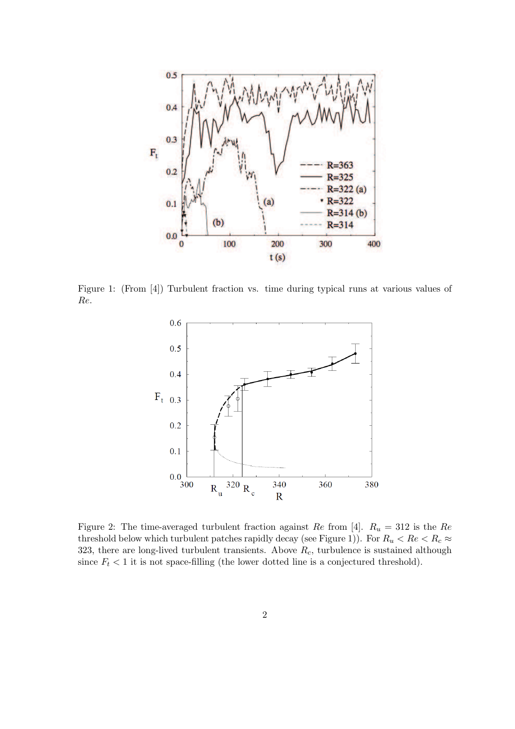Figure 1: (From [4]) Turbulent fraction vs. time during typical runs at various values of $Re$.

Figure 2: The time-averaged turbulent fraction against $Re$ from [4]. $R_u = 312$ is the $Re$ threshold below which turbulent patches rapidly decay (see Figure 1)). For $R_u < Re < R_c \approx 323$, there are long-lived turbulent transients. Above $R_c$, turbulence is sustained although since $F_t < 1$ it is not space-filling (the lower dotted line is a conjectured threshold).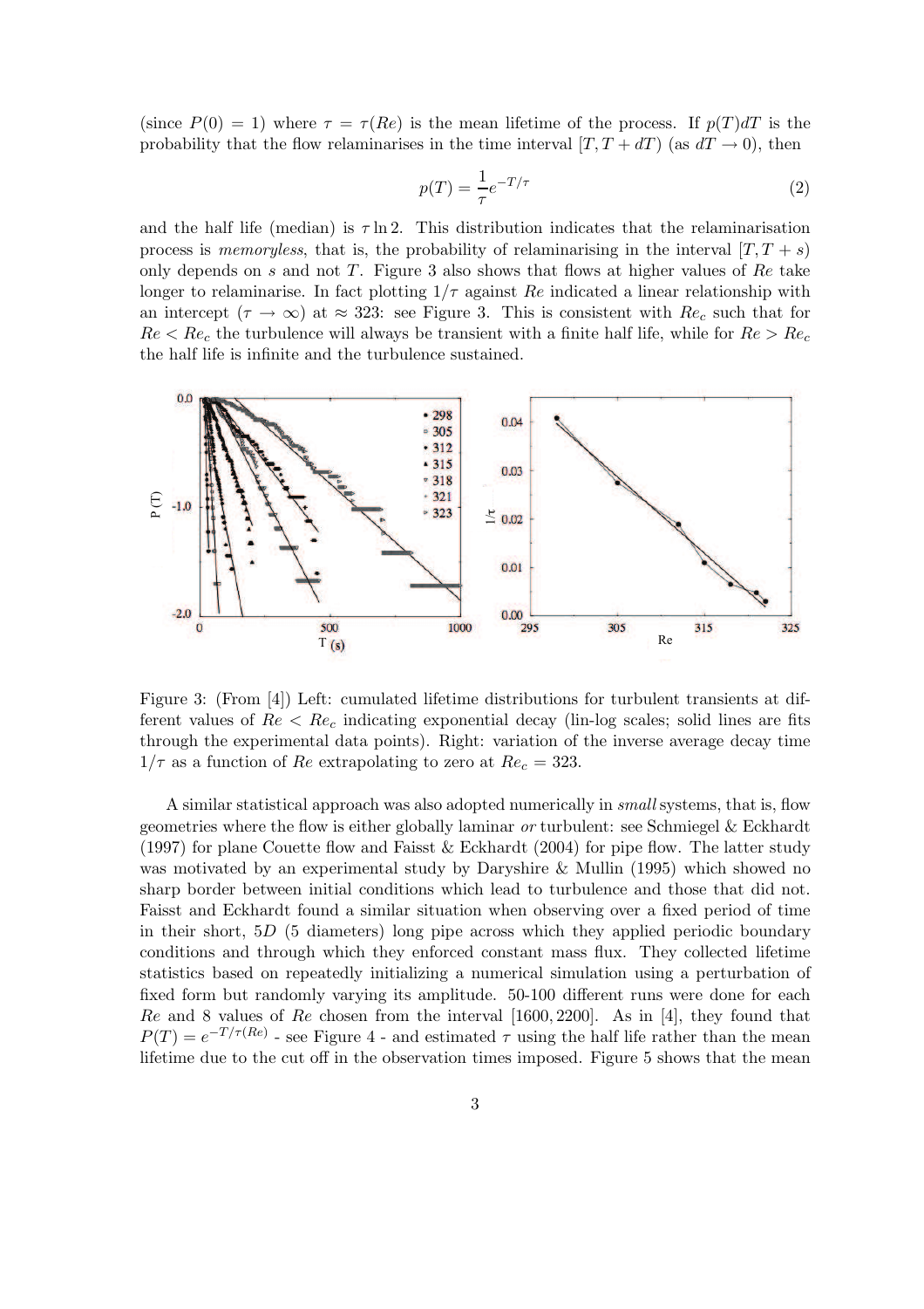(since $P(0) = 1$) where $\tau = \tau(Re)$ is the mean lifetime of the process. If $p(T)dT$ is the probability that the flow relaminarises in the time interval $[T, T + dT)$ (as $dT \to 0$), then

$$p(T) = \frac{1}{\tau} e^{-T/\tau} \tag{2}$$

and the half life (median) is $\tau \ln 2$. This distribution indicates that the relaminarisation process is *memoryless*, that is, the probability of relaminarising in the interval $[T, T + s)$ only depends on $s$ and not $T$. Figure 3 also shows that flows at higher values of $Re$ take longer to relaminarise. In fact plotting $1/\tau$ against $Re$ indicated a linear relationship with an intercept ($\tau \to \infty$) at $\approx 323$: see Figure 3. This is consistent with $Re_c$ such that for $Re < Re_c$ the turbulence will always be transient with a finite half life, while for $Re > Re_c$ the half life is infinite and the turbulence sustained.

Figure 3: (From [4]) Left: cumulated lifetime distributions for turbulent transients at different values of $Re < Re_c$ indicating exponential decay (lin-log scales; solid lines are fits through the experimental data points). Right: variation of the inverse average decay time $1/\tau$ as a function of $Re$ extrapolating to zero at $Re_c = 323$.

A similar statistical approach was also adopted numerically in *small* systems, that is, flow geometries where the flow is either globally laminar *or* turbulent: see Schmiegel & Eckhardt (1997) for plane Couette flow and Faisst & Eckhardt (2004) for pipe flow. The latter study was motivated by an experimental study by Daryshire & Mullin (1995) which showed no sharp border between initial conditions which lead to turbulence and those that did not. Faisst and Eckhardt found a similar situation when observing over a fixed period of time in their short, $5D$ (5 diameters) long pipe across which they applied periodic boundary conditions and through which they enforced constant mass flux. They collected lifetime statistics based on repeatedly initializing a numerical simulation using a perturbation of fixed form but randomly varying its amplitude. 50-100 different runs were done for each $Re$ and 8 values of $Re$ chosen from the interval $[1600, 2200]$. As in [4], they found that $P(T) = e^{-T/\tau(Re)}$ - see Figure 4 - and estimated $\tau$ using the half life rather than the mean lifetime due to the cut off in the observation times imposed. Figure 5 shows that the mean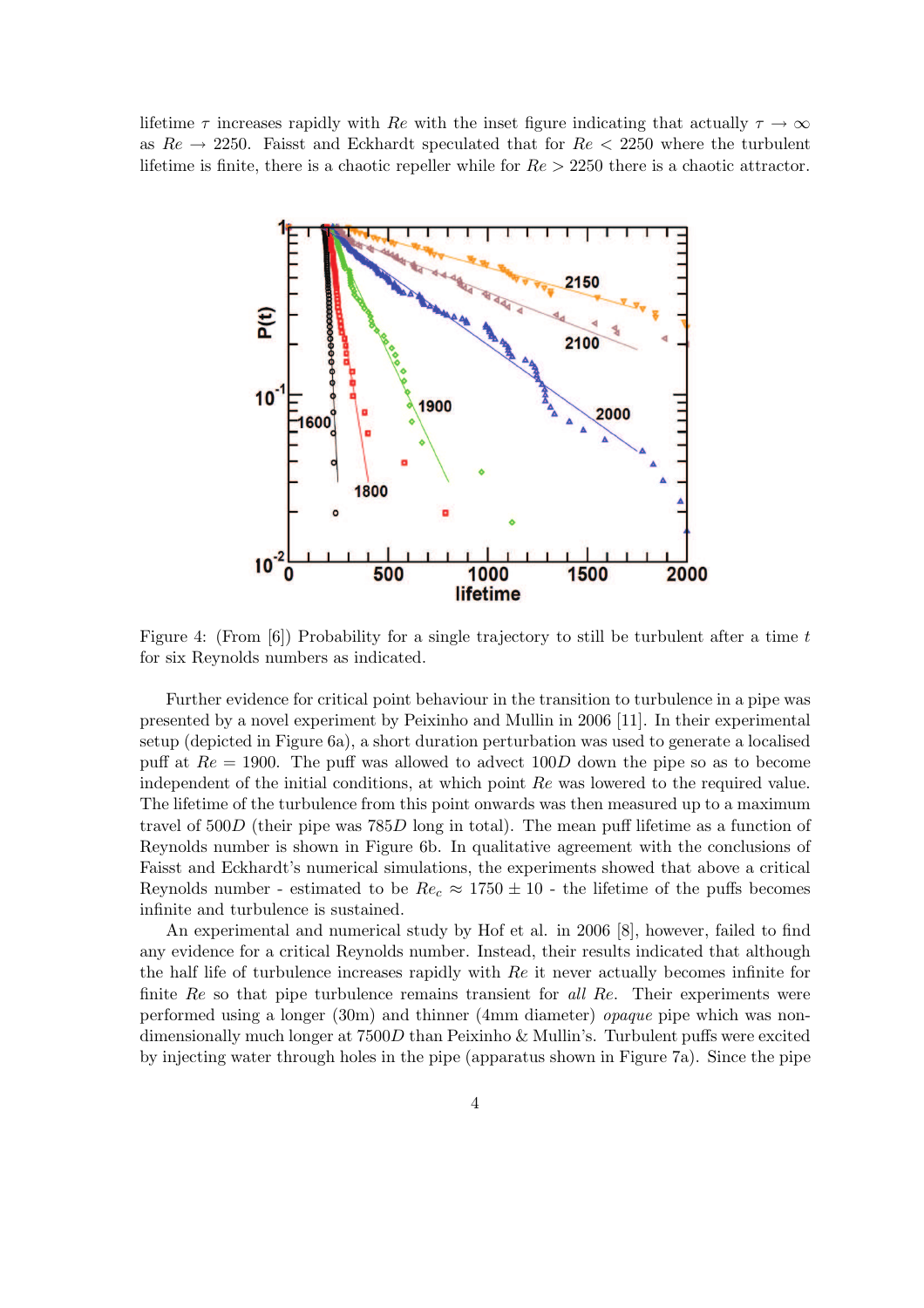lifetime $\tau$ increases rapidly with $Re$ with the inset figure indicating that actually $\tau \to \infty$ as $Re \to 2250$. Faisst and Eckhardt speculated that for $Re < 2250$ where the turbulent lifetime is finite, there is a chaotic repeller while for $Re > 2250$ there is a chaotic attractor.

Figure 4: (From [6]) Probability for a single trajectory to still be turbulent after a time $t$ for six Reynolds numbers as indicated.

Further evidence for critical point behaviour in the transition to turbulence in a pipe was presented by a novel experiment by Peixinho and Mullin in 2006 [11]. In their experimental setup (depicted in Figure 6a), a short duration perturbation was used to generate a localised puff at $Re = 1900$. The puff was allowed to advect $100D$ down the pipe so as to become independent of the initial conditions, at which point $Re$ was lowered to the required value. The lifetime of the turbulence from this point onwards was then measured up to a maximum travel of $500D$ (their pipe was $785D$ long in total). The mean puff lifetime as a function of Reynolds number is shown in Figure 6b. In qualitative agreement with the conclusions of Faisst and Eckhardt's numerical simulations, the experiments showed that above a critical Reynolds number - estimated to be $Re_c \approx 1750 \pm 10$ - the lifetime of the puffs becomes infinite and turbulence is sustained.

An experimental and numerical study by Hof et al. in 2006 [8], however, failed to find any evidence for a critical Reynolds number. Instead, their results indicated that although the half life of turbulence increases rapidly with $Re$ it never actually becomes infinite for finite $Re$ so that pipe turbulence remains transient for *all* $Re$. Their experiments were performed using a longer (30m) and thinner (4mm diameter) *opaque* pipe which was non-dimensionally much longer at $7500D$ than Peixinho & Mullin's. Turbulent puffs were excited by injecting water through holes in the pipe (apparatus shown in Figure 7a). Since the pipe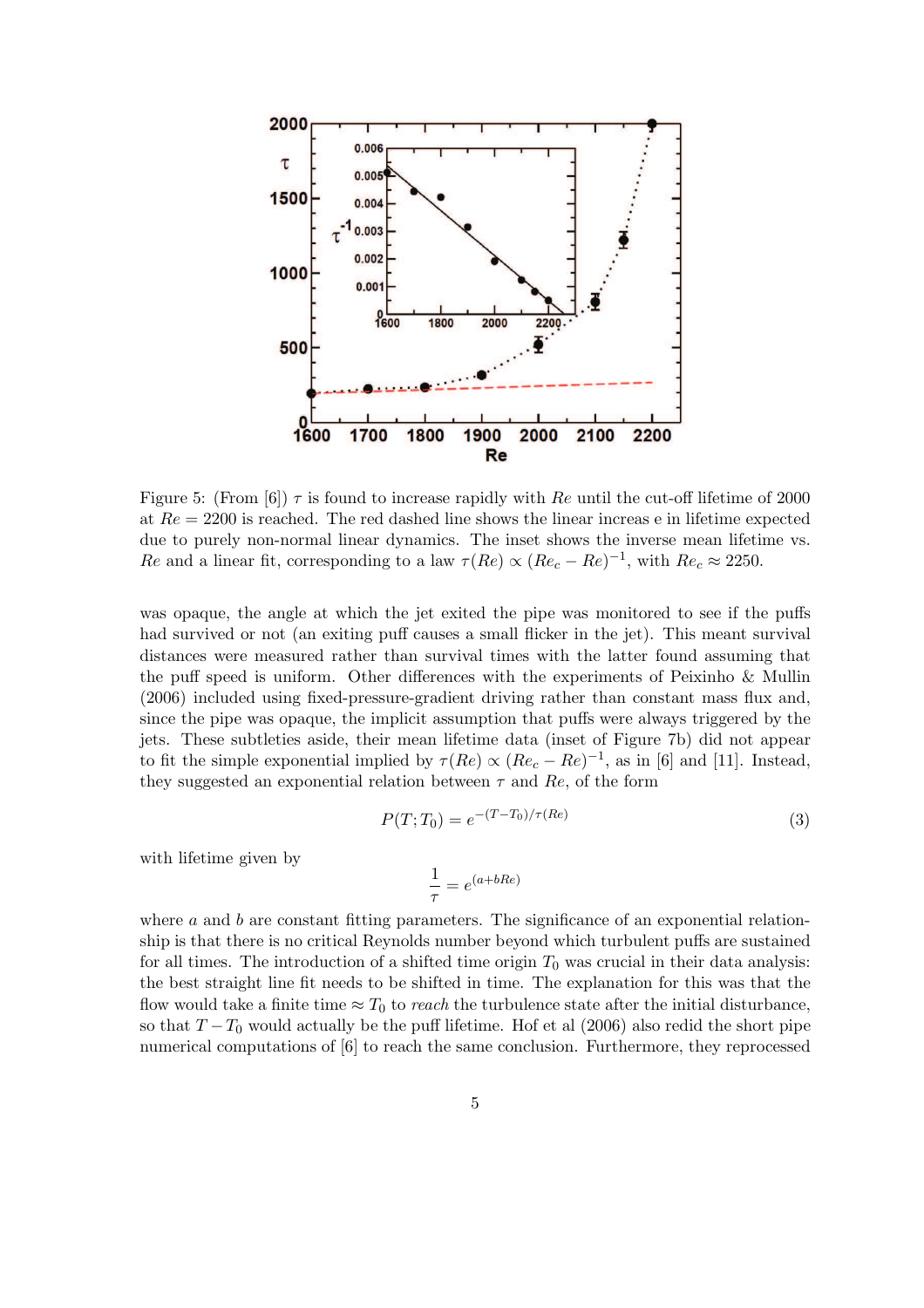Figure 5: (From [6]) $\tau$ is found to increase rapidly with $Re$ until the cut-off lifetime of 2000 at $Re = 2200$ is reached. The red dashed line shows the linear increas e in lifetime expected due to purely non-normal linear dynamics. The inset shows the inverse mean lifetime vs. $Re$ and a linear fit, corresponding to a law $\tau(Re) \propto (Re_c - Re)^{-1}$, with $Re_c \approx 2250$.

was opaque, the angle at which the jet exited the pipe was monitored to see if the puffs had survived or not (an exiting puff causes a small flicker in the jet). This meant survival distances were measured rather than survival times with the latter found assuming that the puff speed is uniform. Other differences with the experiments of Peixinho & Mullin (2006) included using fixed-pressure-gradient driving rather than constant mass flux and, since the pipe was opaque, the implicit assumption that puffs were always triggered by the jets. These subtleties aside, their mean lifetime data (inset of Figure 7b) did not appear to fit the simple exponential implied by $\tau(Re) \propto (Re_c - Re)^{-1}$, as in [6] and [11]. Instead, they suggested an exponential relation between $\tau$ and $Re$, of the form

$$P(T; T_0) = e^{-(T-T_0)/\tau(Re)} \tag{3}$$

with lifetime given by

$$\frac{1}{\tau} = e^{(a+bRe)}$$

where $a$ and $b$ are constant fitting parameters. The significance of an exponential relationship is that there is no critical Reynolds number beyond which turbulent puffs are sustained for all times. The introduction of a shifted time origin $T_0$ was crucial in their data analysis: the best straight line fit needs to be shifted in time. The explanation for this was that the flow would take a finite time $\approx T_0$ to *reach* the turbulence state after the initial disturbance, so that $T - T_0$ would actually be the puff lifetime. Hof et al (2006) also redid the short pipe numerical computations of [6] to reach the same conclusion. Furthermore, they reprocessed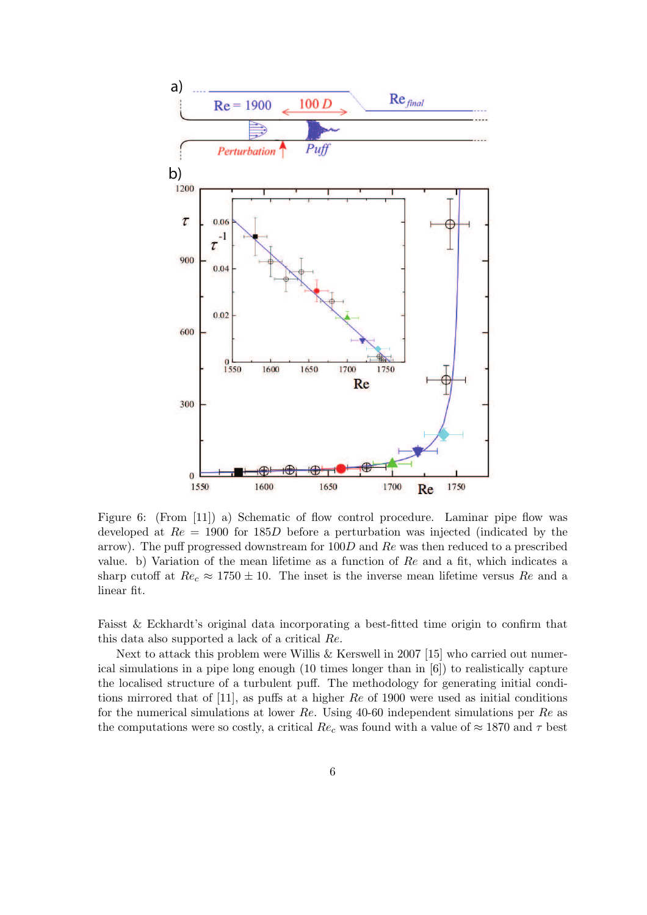Figure 6: (From [11]) a) Schematic of flow control procedure. Laminar pipe flow was developed at $Re = 1900$ for $185D$ before a perturbation was injected (indicated by the arrow). The puff progressed downstream for $100D$ and $Re$ was then reduced to a prescribed value. b) Variation of the mean lifetime as a function of $Re$ and a fit, which indicates a sharp cutoff at $Re_c \approx 1750 \pm 10$. The inset is the inverse mean lifetime versus $Re$ and a linear fit.

Faisst & Eckhardt's original data incorporating a best-fitted time origin to confirm that this data also supported a lack of a critical $Re$.

Next to attack this problem were Willis & Kerswell in 2007 [15] who carried out numerical simulations in a pipe long enough (10 times longer than in [6]) to realistically capture the localised structure of a turbulent puff. The methodology for generating initial conditions mirrored that of [11], as puffs at a higher $Re$ of 1900 were used as initial conditions for the numerical simulations at lower $Re$. Using 40-60 independent simulations per $Re$ as the computations were so costly, a critical $Re_c$ was found with a value of $\approx 1870$ and $\tau$ best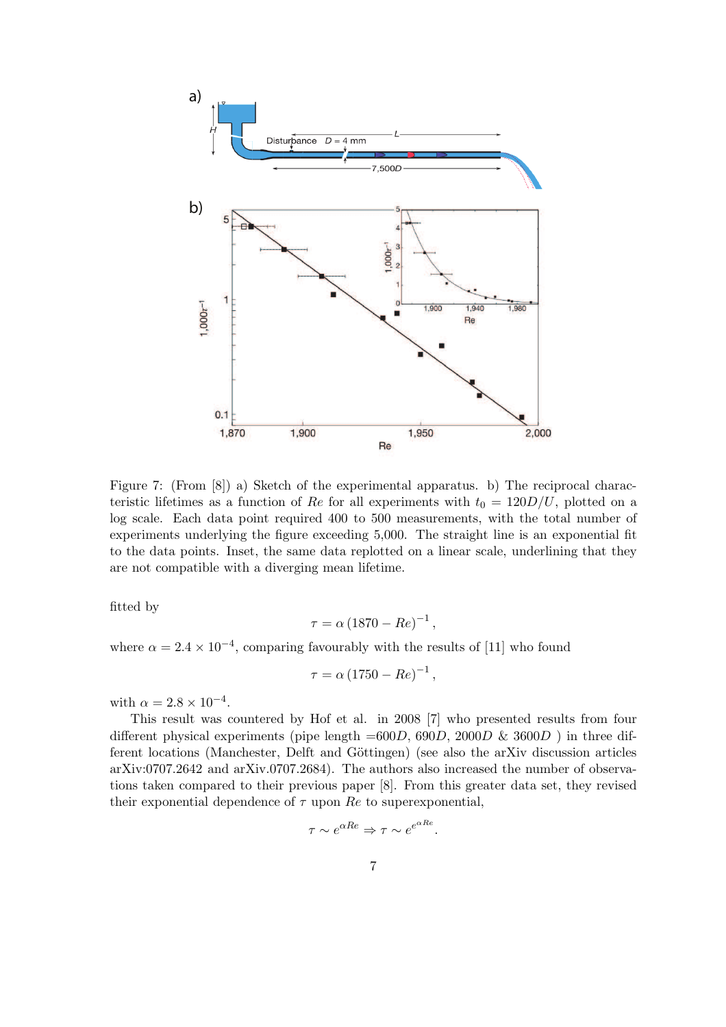Figure 7: (From [8]) a) Sketch of the experimental apparatus. b) The reciprocal characteristic lifetimes as a function of *Re* for all experiments with $t_0 = 120D/U$, plotted on a log scale. Each data point required 400 to 500 measurements, with the total number of experiments underlying the figure exceeding 5,000. The straight line is an exponential fit to the data points. Inset, the same data replotted on a linear scale, underlining that they are not compatible with a diverging mean lifetime.

fitted by

$$\tau = \alpha \left(1870 - Re\right)^{-1},$$

where $\alpha = 2.4 \times 10^{-4}$, comparing favourably with the results of [11] who found

$$\tau = \alpha \left(1750 - Re\right)^{-1},$$

with $\alpha = 2.8 \times 10^{-4}$.

This result was countered by Hof et al. in 2008 [7] who presented results from four different physical experiments (pipe length $=600D$, $690D$, $2000D$ & $3600D$ ) in three different locations (Manchester, Delft and Göttingen) (see also the arXiv discussion articles arXiv:0707.2642 and arXiv.0707.2684). The authors also increased the number of observations taken compared to their previous paper [8]. From this greater data set, they revised their exponential dependence of $\tau$ upon *Re* to superexponential,

$$\tau \sim e^{\alpha Re} \Rightarrow \tau \sim e^{e^{\alpha Re}}.$$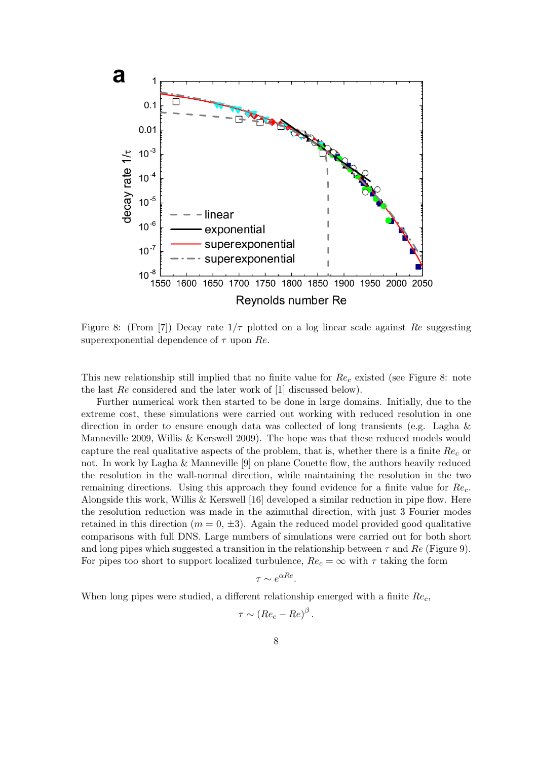Figure 8: (From [7]) Decay rate $1/\tau$ plotted on a log linear scale against $Re$ suggesting superexponential dependence of $\tau$ upon $Re$.

This new relationship still implied that no finite value for $Re_c$ existed (see Figure 8: note the last $Re$ considered and the later work of [1] discussed below).

Further numerical work then started to be done in large domains. Initially, due to the extreme cost, these simulations were carried out working with reduced resolution in one direction in order to ensure enough data was collected of long transients (e.g. Lagha & Manneville 2009, Willis & Kerswell 2009). The hope was that these reduced models would capture the real qualitative aspects of the problem, that is, whether there is a finite $Re_c$ or not. In work by Lagha & Manneville [9] on plane Couette flow, the authors heavily reduced the resolution in the wall-normal direction, while maintaining the resolution in the two remaining directions. Using this approach they found evidence for a finite value for $Re_c$. Alongside this work, Willis & Kerswell [16] developed a similar reduction in pipe flow. Here the resolution reduction was made in the azimuthal direction, with just 3 Fourier modes retained in this direction ($m = 0, \pm 3$). Again the reduced model provided good qualitative comparisons with full DNS. Large numbers of simulations were carried out for both short and long pipes which suggested a transition in the relationship between $\tau$ and $Re$ (Figure 9). For pipes too short to support localized turbulence, $Re_c = \infty$ with $\tau$ taking the form

$$\tau \sim e^{\alpha Re}.$$

When long pipes were studied, a different relationship emerged with a finite $Re_c$,

$$\tau \sim (Re_c - Re)^{\beta}.$$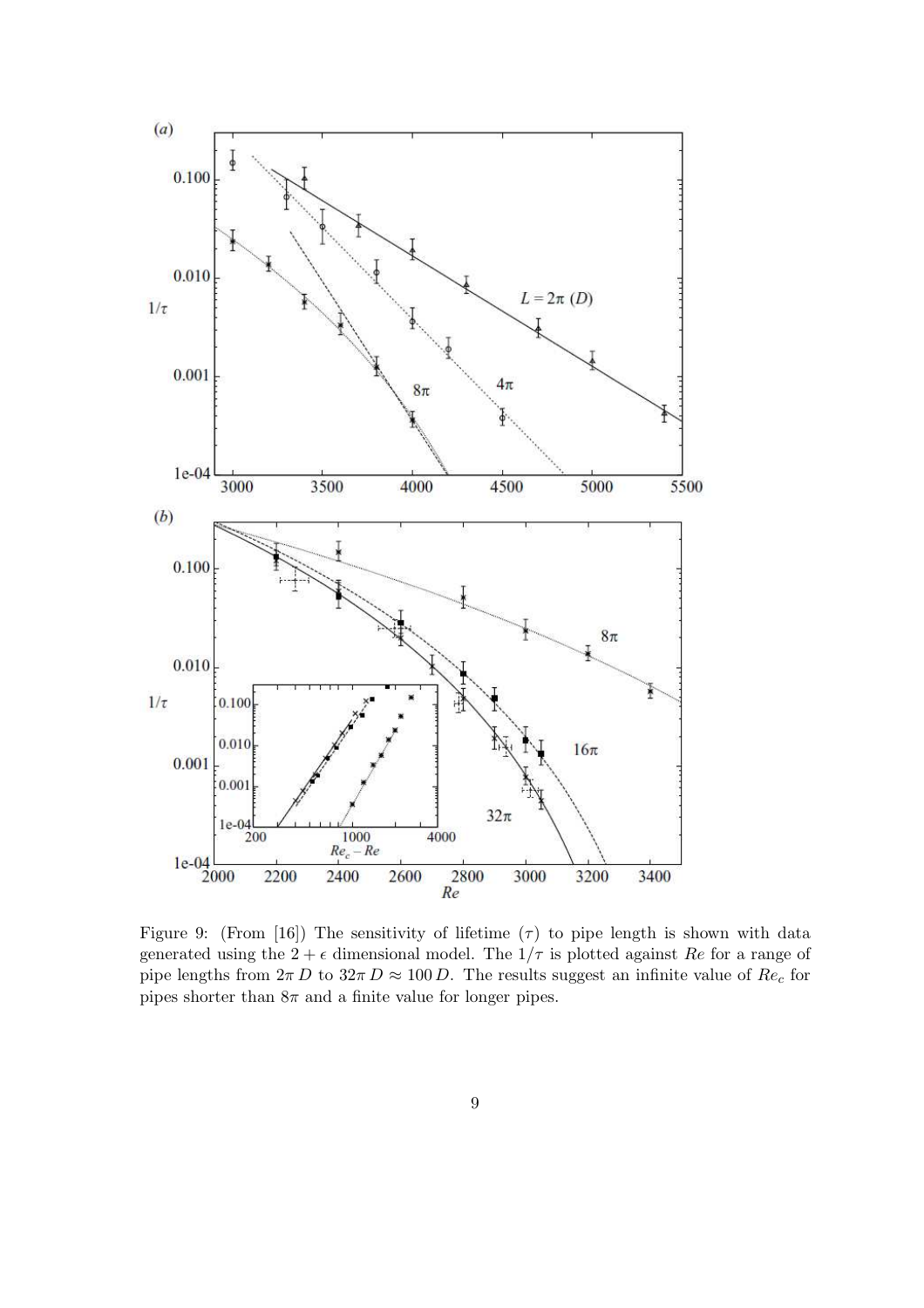Figure 9: (From [16]) The sensitivity of lifetime ($\tau$) to pipe length is shown with data generated using the $2 + \epsilon$ dimensional model. The $1/\tau$ is plotted against $Re$ for a range of pipe lengths from $2\pi\, D$ to $32\pi\, D \approx 100\, D$. The results suggest an infinite value of $Re_c$ for pipes shorter than $8\pi$ and a finite value for longer pipes.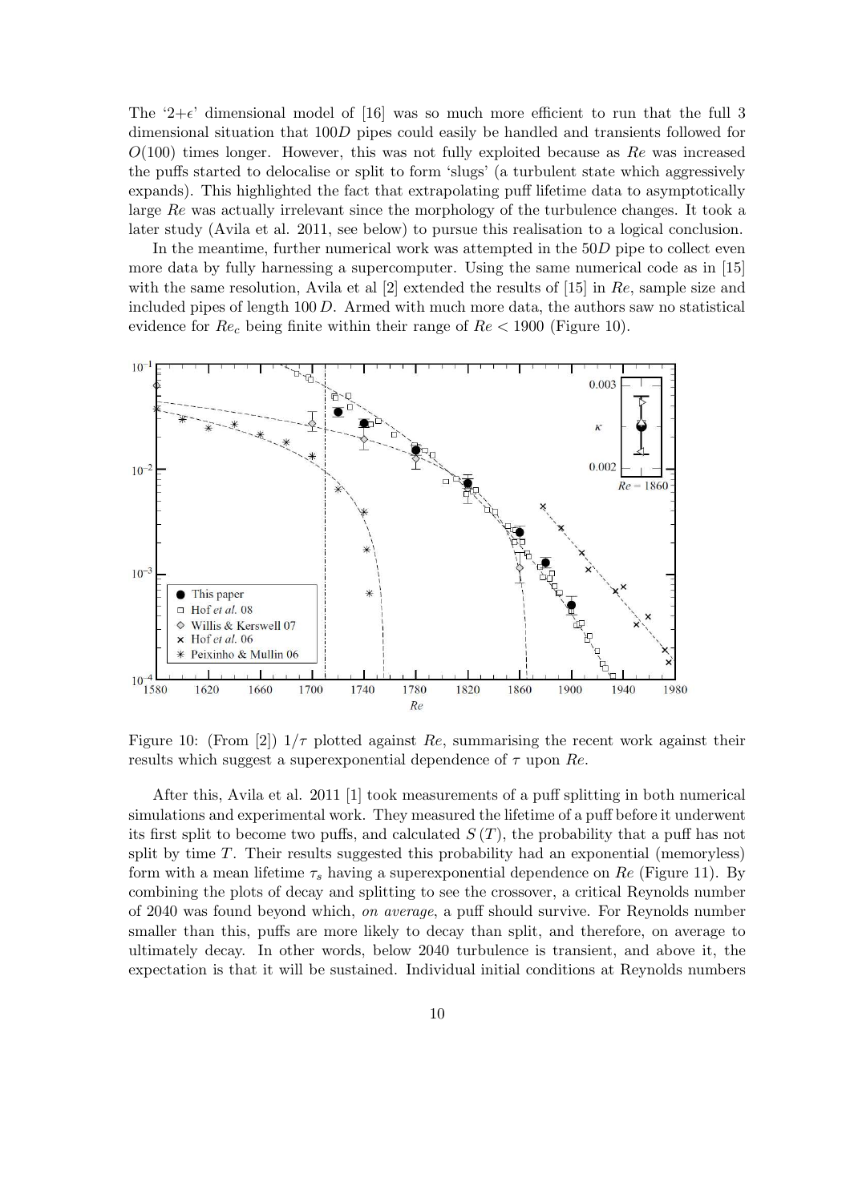The '2+$\epsilon$' dimensional model of [16] was so much more efficient to run that the full 3 dimensional situation that $100D$ pipes could easily be handled and transients followed for $O(100)$ times longer. However, this was not fully exploited because as $Re$ was increased the puffs started to delocalise or split to form 'slugs' (a turbulent state which aggressively expands). This highlighted the fact that extrapolating puff lifetime data to asymptotically large $Re$ was actually irrelevant since the morphology of the turbulence changes. It took a later study (Avila et al. 2011, see below) to pursue this realisation to a logical conclusion.

In the meantime, further numerical work was attempted in the $50D$ pipe to collect even more data by fully harnessing a supercomputer. Using the same numerical code as in [15] with the same resolution, Avila et al [2] extended the results of [15] in $Re$, sample size and included pipes of length $100\,D$. Armed with much more data, the authors saw no statistical evidence for $Re_c$ being finite within their range of $Re < 1900$ (Figure 10).

Figure 10: (From [2]) $1/\tau$ plotted against $Re$, summarising the recent work against their results which suggest a superexponential dependence of $\tau$ upon $Re$.

After this, Avila et al. 2011 [1] took measurements of a puff splitting in both numerical simulations and experimental work. They measured the lifetime of a puff before it underwent its first split to become two puffs, and calculated $S(T)$, the probability that a puff has not split by time $T$. Their results suggested this probability had an exponential (memoryless) form with a mean lifetime $\tau_s$ having a superexponential dependence on $Re$ (Figure 11). By combining the plots of decay and splitting to see the crossover, a critical Reynolds number of 2040 was found beyond which, *on average*, a puff should survive. For Reynolds number smaller than this, puffs are more likely to decay than split, and therefore, on average to ultimately decay. In other words, below 2040 turbulence is transient, and above it, the expectation is that it will be sustained. Individual initial conditions at Reynolds numbers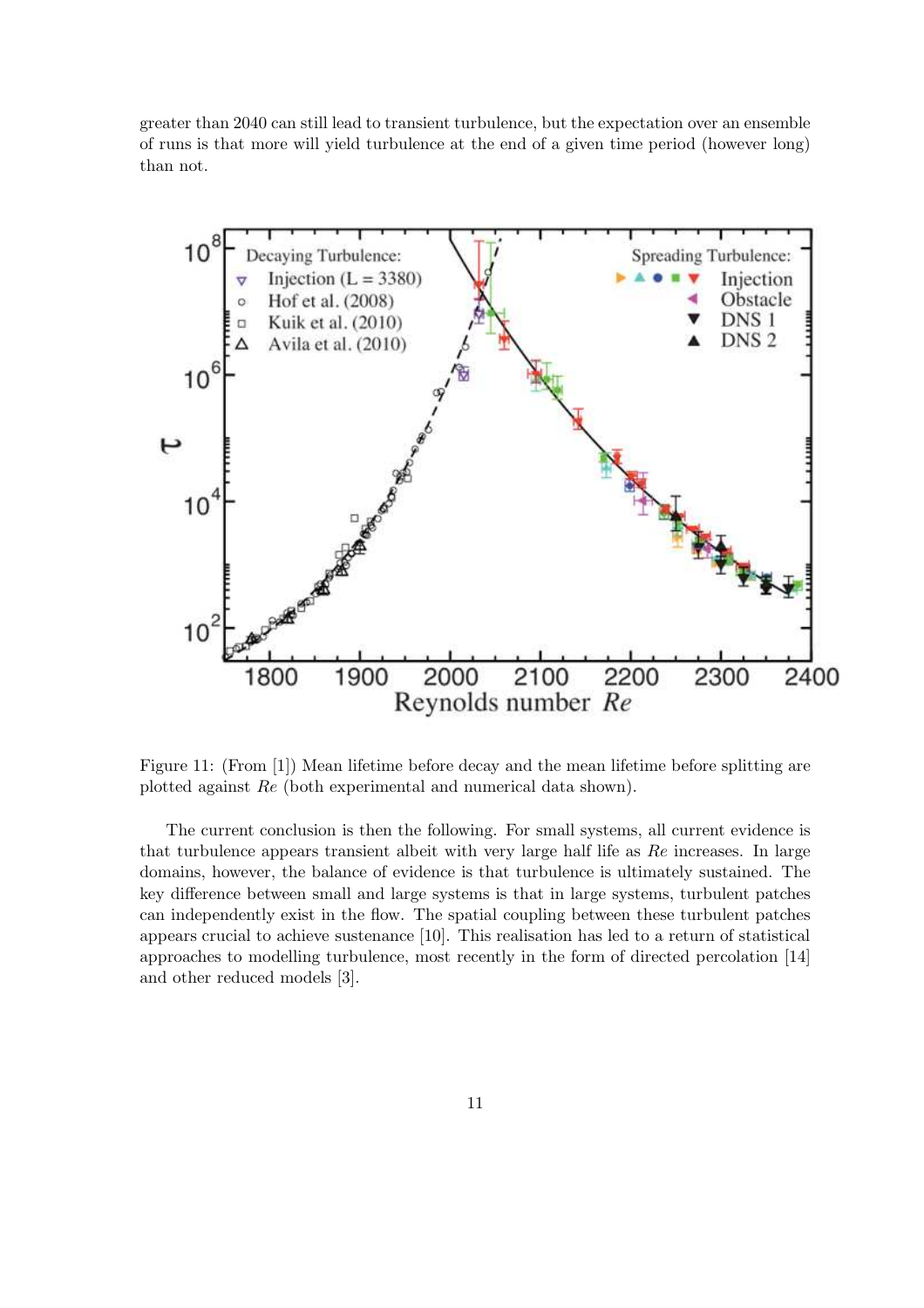greater than 2040 can still lead to transient turbulence, but the expectation over an ensemble of runs is that more will yield turbulence at the end of a given time period (however long) than not.

Figure 11: (From [1]) Mean lifetime before decay and the mean lifetime before splitting are plotted against $Re$ (both experimental and numerical data shown).

The current conclusion is then the following. For small systems, all current evidence is that turbulence appears transient albeit with very large half life as $Re$ increases. In large domains, however, the balance of evidence is that turbulence is ultimately sustained. The key difference between small and large systems is that in large systems, turbulent patches can independently exist in the flow. The spatial coupling between these turbulent patches appears crucial to achieve sustenance [10]. This realisation has led to a return of statistical approaches to modelling turbulence, most recently in the form of directed percolation [14] and other reduced models [3].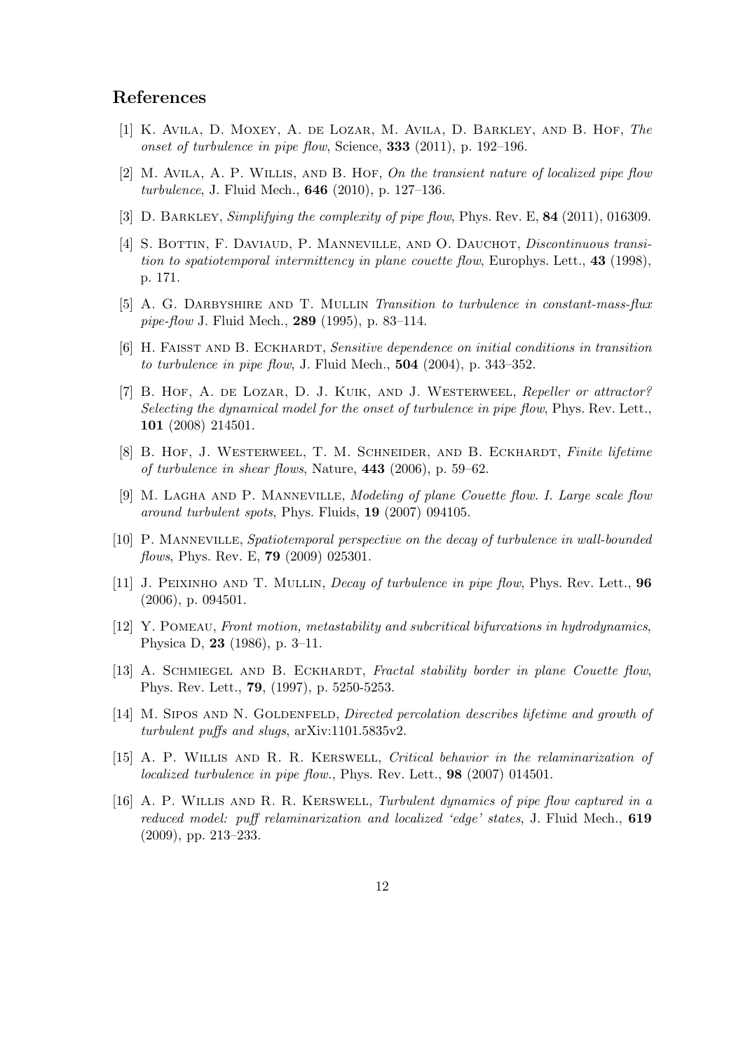## References

[1] K. Avila, D. Moxey, A. de Lozar, M. Avila, D. Barkley, and B. Hof, *The onset of turbulence in pipe flow*, Science, **333** (2011), p. 192–196.

[2] M. Avila, A. P. Willis, and B. Hof, *On the transient nature of localized pipe flow turbulence*, J. Fluid Mech., **646** (2010), p. 127–136.

[3] D. Barkley, *Simplifying the complexity of pipe flow*, Phys. Rev. E, **84** (2011), 016309.

[4] S. Bottin, F. Daviaud, P. Manneville, and O. Dauchot, *Discontinuous transition to spatiotemporal intermittency in plane couette flow*, Europhys. Lett., **43** (1998), p. 171.

[5] A. G. Darbyshire and T. Mullin *Transition to turbulence in constant-mass-flux pipe-flow* J. Fluid Mech., **289** (1995), p. 83–114.

[6] H. Faisst and B. Eckhardt, *Sensitive dependence on initial conditions in transition to turbulence in pipe flow*, J. Fluid Mech., **504** (2004), p. 343–352.

[7] B. Hof, A. de Lozar, D. J. Kuik, and J. Westerweel, *Repeller or attractor? Selecting the dynamical model for the onset of turbulence in pipe flow*, Phys. Rev. Lett., **101** (2008) 214501.

[8] B. Hof, J. Westerweel, T. M. Schneider, and B. Eckhardt, *Finite lifetime of turbulence in shear flows*, Nature, **443** (2006), p. 59–62.

[9] M. Lagha and P. Manneville, *Modeling of plane Couette flow. I. Large scale flow around turbulent spots*, Phys. Fluids, **19** (2007) 094105.

[10] P. Manneville, *Spatiotemporal perspective on the decay of turbulence in wall-bounded flows*, Phys. Rev. E, **79** (2009) 025301.

[11] J. Peixinho and T. Mullin, *Decay of turbulence in pipe flow*, Phys. Rev. Lett., **96** (2006), p. 094501.

[12] Y. Pomeau, *Front motion, metastability and subcritical bifurcations in hydrodynamics*, Physica D, **23** (1986), p. 3–11.

[13] A. Schmiegel and B. Eckhardt, *Fractal stability border in plane Couette flow*, Phys. Rev. Lett., **79**, (1997), p. 5250-5253.

[14] M. Sipos and N. Goldenfeld, *Directed percolation describes lifetime and growth of turbulent puffs and slugs*, arXiv:1101.5835v2.

[15] A. P. Willis and R. R. Kerswell, *Critical behavior in the relaminarization of localized turbulence in pipe flow.*, Phys. Rev. Lett., **98** (2007) 014501.

[16] A. P. Willis and R. R. Kerswell, *Turbulent dynamics of pipe flow captured in a reduced model: puff relaminarization and localized 'edge' states*, J. Fluid Mech., **619** (2009), pp. 213–233.